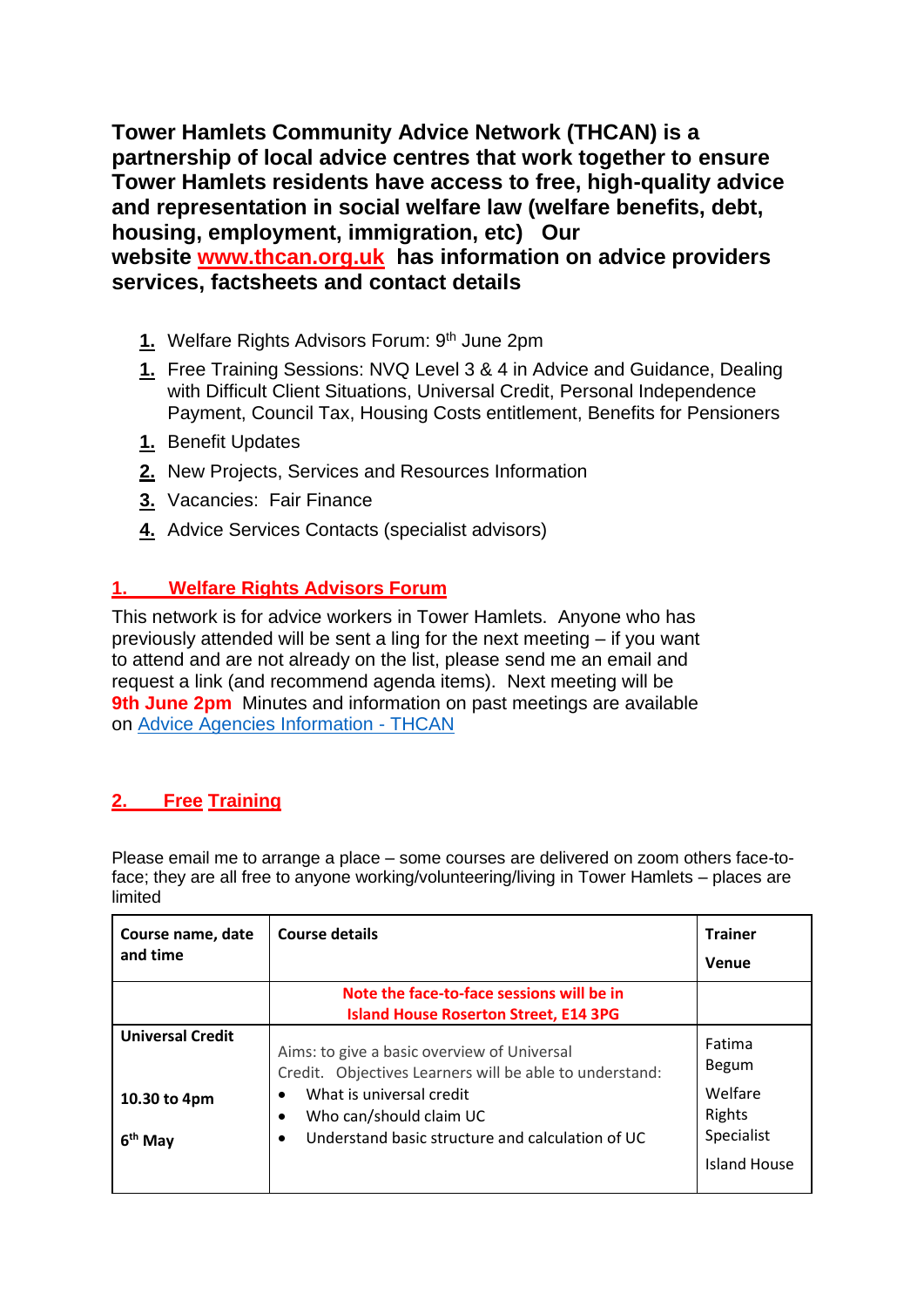**Tower Hamlets Community Advice Network (THCAN) is a partnership of local advice centres that work together to ensure Tower Hamlets residents have access to free, high-quality advice and representation in social welfare law (welfare benefits, debt, housing, employment, immigration, etc) Our website [www.thcan.org.uk](http://www.thcan.org.uk) has information on advice providers services, factsheets and contact details**

1. Welfare Rights Advisors Forum: 9th June 2pm
1. Free Training Sessions: NVQ Level 3 & 4 in Advice and Guidance, Dealing with Difficult Client Situations, Universal Credit, Personal Independence Payment, Council Tax, Housing Costs entitlement, Benefits for Pensioners
1. Benefit Updates
2. New Projects, Services and Resources Information
3. Vacancies: Fair Finance
4. Advice Services Contacts (specialist advisors)

## 1. Welfare Rights Advisors Forum

This network is for advice workers in Tower Hamlets. Anyone who has previously attended will be sent a ling for the next meeting – if you want to attend and are not already on the list, please send me an email and request a link (and recommend agenda items). Next meeting will be **9th June 2pm** Minutes and information on past meetings are available on [Advice Agencies Information - THCAN]

## 2. Free Training

Please email me to arrange a place – some courses are delivered on zoom others face-to-face; they are all free to anyone working/volunteering/living in Tower Hamlets – places are limited

| Course name, date and time | Course details | Trainer Venue |
|---|---|---|
| | **Note the face-to-face sessions will be in Island House Roserton Street, E14 3PG** | |
| **Universal Credit** **10.30 to 4pm** **6th May** | Aims: to give a basic overview of Universal Credit. Objectives Learners will be able to understand: • What is universal credit • Who can/should claim UC • Understand basic structure and calculation of UC | Fatima Begum Welfare Rights Specialist Island House |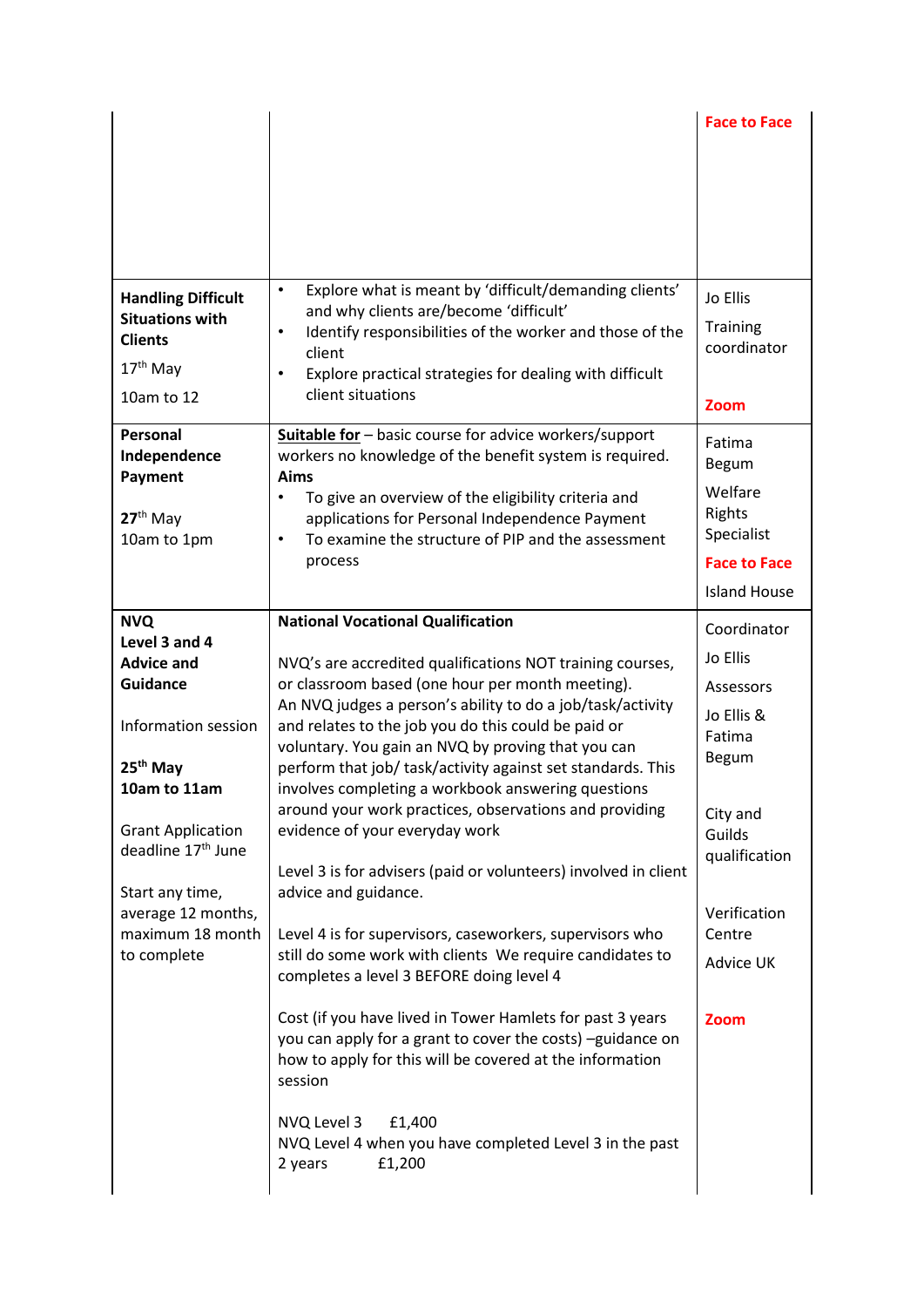| | | |
|---|---|---|
| | | **Face to Face** |
| **Handling Difficult Situations with Clients**<br><br>17th May<br><br>10am to 12 | • Explore what is meant by 'difficult/demanding clients' and why clients are/become 'difficult'<br>• Identify responsibilities of the worker and those of the client<br>• Explore practical strategies for dealing with difficult client situations | Jo Ellis<br><br>Training coordinator<br><br>**Zoom** |
| **Personal Independence Payment**<br><br>**27th** May<br>10am to 1pm | **Suitable for** – basic course for advice workers/support workers no knowledge of the benefit system is required.<br>**Aims**<br>• To give an overview of the eligibility criteria and applications for Personal Independence Payment<br>• To examine the structure of PIP and the assessment process | Fatima Begum<br><br>Welfare Rights Specialist<br><br>**Face to Face**<br><br>Island House |
| **NVQ**<br>**Level 3 and 4**<br>**Advice and Guidance**<br><br>Information session<br><br>**25th May**<br>**10am to 11am**<br><br>Grant Application deadline 17th June<br><br>Start any time, average 12 months, maximum 18 month to complete | **National Vocational Qualification**<br><br>NVQ's are accredited qualifications NOT training courses, or classroom based (one hour per month meeting).<br>An NVQ judges a person's ability to do a job/task/activity and relates to the job you do this could be paid or voluntary. You gain an NVQ by proving that you can perform that job/ task/activity against set standards. This involves completing a workbook answering questions around your work practices, observations and providing evidence of your everyday work<br><br>Level 3 is for advisers (paid or volunteers) involved in client advice and guidance.<br><br>Level 4 is for supervisors, caseworkers, supervisors who still do some work with clients We require candidates to completes a level 3 BEFORE doing level 4<br><br>Cost (if you have lived in Tower Hamlets for past 3 years you can apply for a grant to cover the costs) –guidance on how to apply for this will be covered at the information session<br><br>NVQ Level 3 £1,400<br>NVQ Level 4 when you have completed Level 3 in the past 2 years £1,200 | Coordinator<br><br>Jo Ellis<br><br>Assessors<br><br>Jo Ellis & Fatima Begum<br><br>City and Guilds qualification<br><br>Verification Centre<br><br>Advice UK<br><br>**Zoom** |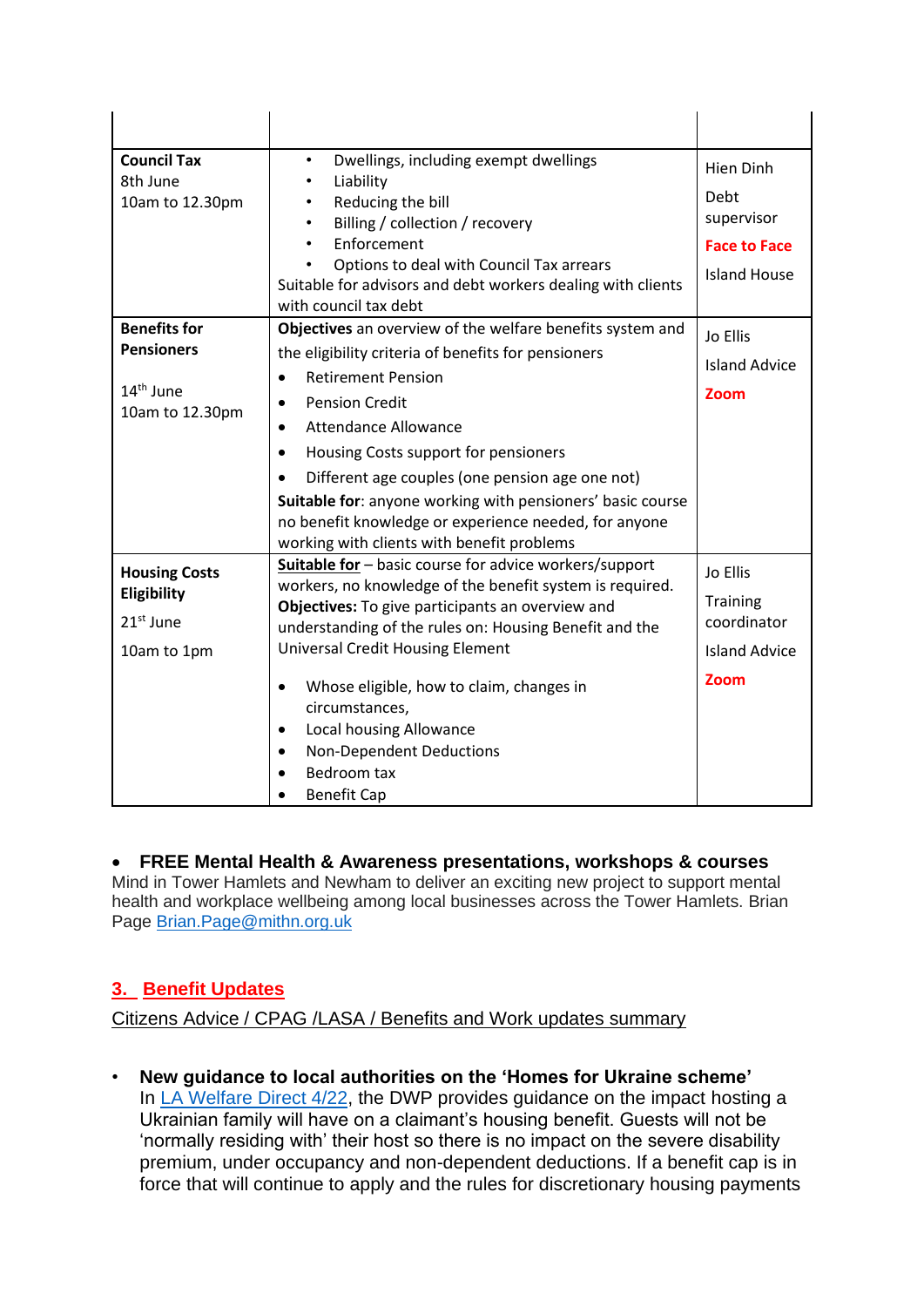| | | |
|---|---|---|
| | | |
| **Council Tax**<br>8th June<br>10am to 12.30pm | • Dwellings, including exempt dwellings<br>• Liability<br>• Reducing the bill<br>• Billing / collection / recovery<br>• Enforcement<br>• Options to deal with Council Tax arrears<br>Suitable for advisors and debt workers dealing with clients with council tax debt | Hien Dinh<br>Debt supervisor<br>**Face to Face**<br>Island House |
| **Benefits for Pensioners**<br>14th June<br>10am to 12.30pm | **Objectives** an overview of the welfare benefits system and the eligibility criteria of benefits for pensioners<br>• Retirement Pension<br>• Pension Credit<br>• Attendance Allowance<br>• Housing Costs support for pensioners<br>• Different age couples (one pension age one not)<br>**Suitable for**: anyone working with pensioners' basic course no benefit knowledge or experience needed, for anyone working with clients with benefit problems | Jo Ellis<br>Island Advice<br>**Zoom** |
| **Housing Costs Eligibility**<br>21st June<br>10am to 1pm | **Suitable for** – basic course for advice workers/support workers, no knowledge of the benefit system is required.<br>**Objectives:** To give participants an overview and understanding of the rules on: Housing Benefit and the Universal Credit Housing Element<br>• Whose eligible, how to claim, changes in circumstances,<br>• Local housing Allowance<br>• Non-Dependent Deductions<br>• Bedroom tax<br>• Benefit Cap | Jo Ellis<br>Training coordinator<br>Island Advice<br>**Zoom** |

- **FREE Mental Health & Awareness presentations, workshops & courses**

Mind in Tower Hamlets and Newham to deliver an exciting new project to support mental health and workplace wellbeing among local businesses across the Tower Hamlets. Brian Page [Brian.Page@mithn.org.uk](mailto:Brian.Page@mithn.org.uk)

## 3. Benefit Updates

Citizens Advice / CPAG /LASA / Benefits and Work updates summary

- **New guidance to local authorities on the 'Homes for Ukraine scheme'**
  In [LA Welfare Direct 4/22](), the DWP provides guidance on the impact hosting a Ukrainian family will have on a claimant's housing benefit. Guests will not be 'normally residing with' their host so there is no impact on the severe disability premium, under occupancy and non-dependent deductions. If a benefit cap is in force that will continue to apply and the rules for discretionary housing payments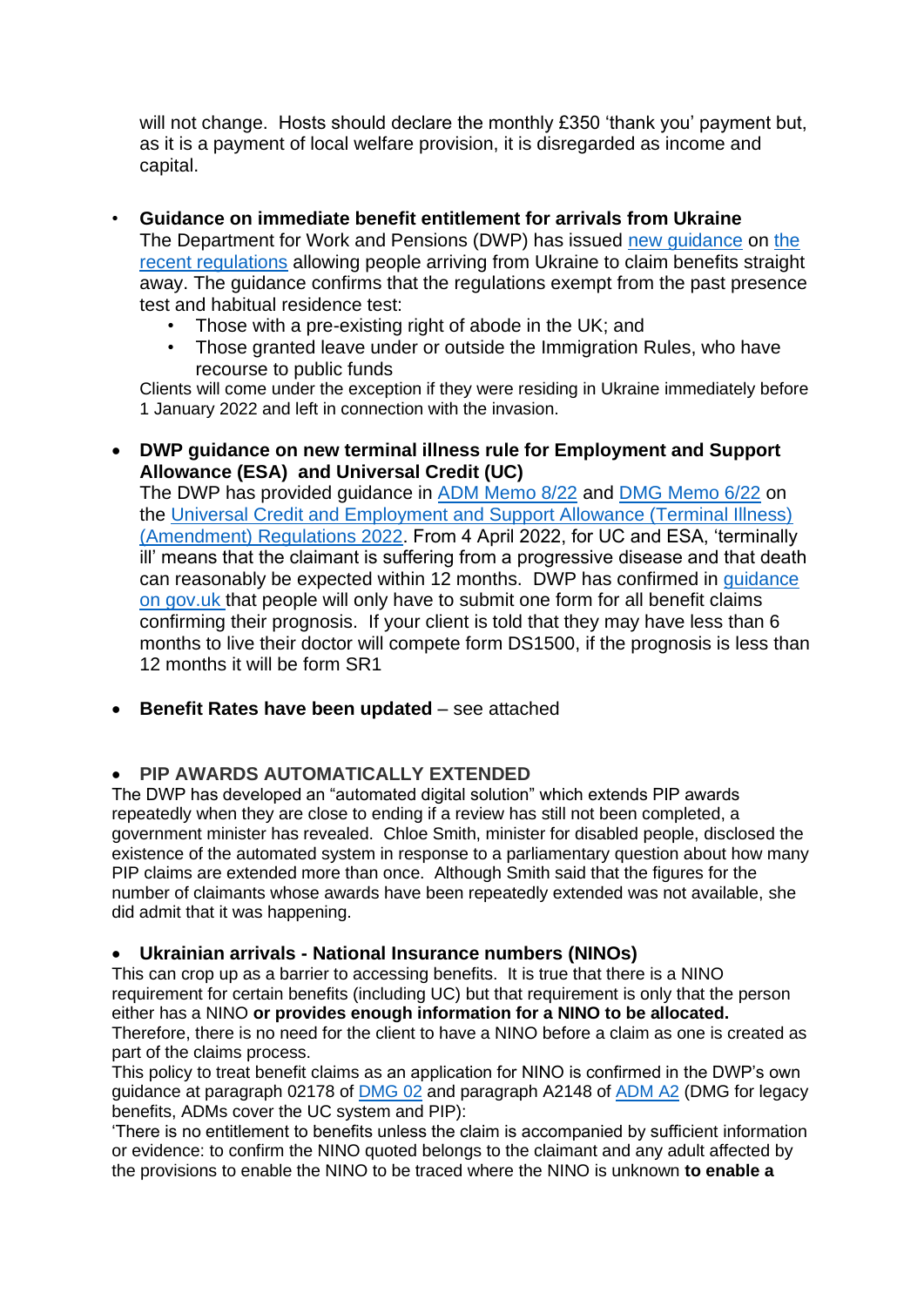will not change. Hosts should declare the monthly £350 'thank you' payment but, as it is a payment of local welfare provision, it is disregarded as income and capital.

- **Guidance on immediate benefit entitlement for arrivals from Ukraine**
  The Department for Work and Pensions (DWP) has issued new guidance on the recent regulations allowing people arriving from Ukraine to claim benefits straight away. The guidance confirms that the regulations exempt from the past presence test and habitual residence test:
  - Those with a pre-existing right of abode in the UK; and
  - Those granted leave under or outside the Immigration Rules, who have recourse to public funds

  Clients will come under the exception if they were residing in Ukraine immediately before 1 January 2022 and left in connection with the invasion.

- **DWP guidance on new terminal illness rule for Employment and Support Allowance (ESA) and Universal Credit (UC)**
  The DWP has provided guidance in ADM Memo 8/22 and DMG Memo 6/22 on the Universal Credit and Employment and Support Allowance (Terminal Illness) (Amendment) Regulations 2022. From 4 April 2022, for UC and ESA, 'terminally ill' means that the claimant is suffering from a progressive disease and that death can reasonably be expected within 12 months. DWP has confirmed in guidance on gov.uk that people will only have to submit one form for all benefit claims confirming their prognosis. If your client is told that they may have less than 6 months to live their doctor will compete form DS1500, if the prognosis is less than 12 months it will be form SR1

- **Benefit Rates have been updated** – see attached

- **PIP AWARDS AUTOMATICALLY EXTENDED**

The DWP has developed an "automated digital solution" which extends PIP awards repeatedly when they are close to ending if a review has still not been completed, a government minister has revealed. Chloe Smith, minister for disabled people, disclosed the existence of the automated system in response to a parliamentary question about how many PIP claims are extended more than once. Although Smith said that the figures for the number of claimants whose awards have been repeatedly extended was not available, she did admit that it was happening.

- **Ukrainian arrivals - National Insurance numbers (NINOs)**

This can crop up as a barrier to accessing benefits. It is true that there is a NINO requirement for certain benefits (including UC) but that requirement is only that the person either has a NINO **or provides enough information for a NINO to be allocated.**
Therefore, there is no need for the client to have a NINO before a claim as one is created as part of the claims process.
This policy to treat benefit claims as an application for NINO is confirmed in the DWP's own guidance at paragraph 02178 of DMG 02 and paragraph A2148 of ADM A2 (DMG for legacy benefits, ADMs cover the UC system and PIP):
'There is no entitlement to benefits unless the claim is accompanied by sufficient information or evidence: to confirm the NINO quoted belongs to the claimant and any adult affected by the provisions to enable the NINO to be traced where the NINO is unknown **to enable a**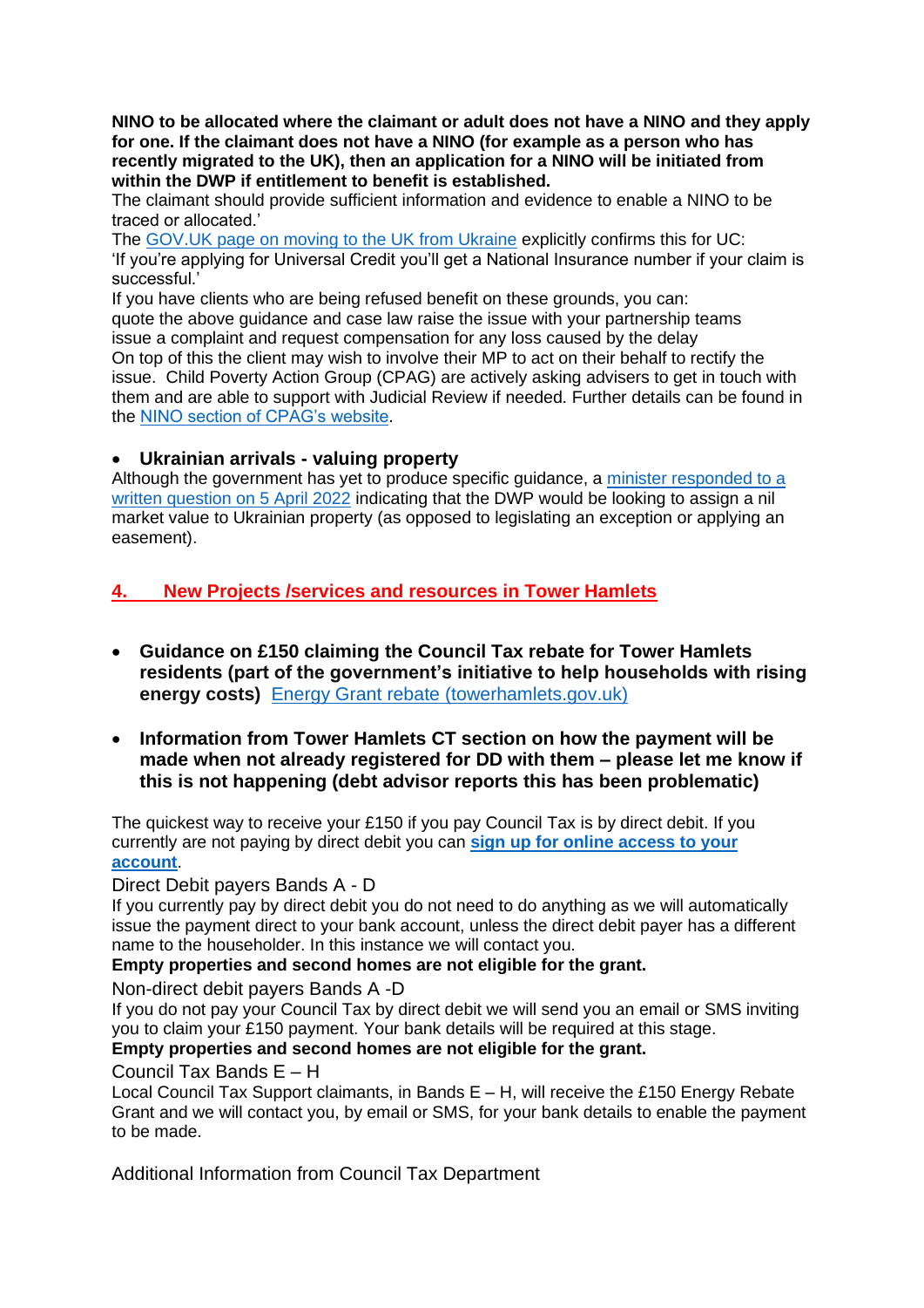**NINO to be allocated where the claimant or adult does not have a NINO and they apply for one. If the claimant does not have a NINO (for example as a person who has recently migrated to the UK), then an application for a NINO will be initiated from within the DWP if entitlement to benefit is established.**
The claimant should provide sufficient information and evidence to enable a NINO to be traced or allocated.'
The GOV.UK page on moving to the UK from Ukraine explicitly confirms this for UC:
'If you're applying for Universal Credit you'll get a National Insurance number if your claim is successful.'
If you have clients who are being refused benefit on these grounds, you can:
quote the above guidance and case law raise the issue with your partnership teams
issue a complaint and request compensation for any loss caused by the delay
On top of this the client may wish to involve their MP to act on their behalf to rectify the issue. Child Poverty Action Group (CPAG) are actively asking advisers to get in touch with them and are able to support with Judicial Review if needed. Further details can be found in the NINO section of CPAG's website.

- **Ukrainian arrivals - valuing property**

Although the government has yet to produce specific guidance, a minister responded to a written question on 5 April 2022 indicating that the DWP would be looking to assign a nil market value to Ukrainian property (as opposed to legislating an exception or applying an easement).

## 4. New Projects /services and resources in Tower Hamlets

- **Guidance on £150 claiming the Council Tax rebate for Tower Hamlets residents (part of the government's initiative to help households with rising energy costs)** Energy Grant rebate (towerhamlets.gov.uk)

- **Information from Tower Hamlets CT section on how the payment will be made when not already registered for DD with them – please let me know if this is not happening (debt advisor reports this has been problematic)**

The quickest way to receive your £150 if you pay Council Tax is by direct debit. If you currently are not paying by direct debit you can **sign up for online access to your account**.

Direct Debit payers Bands A - D

If you currently pay by direct debit you do not need to do anything as we will automatically issue the payment direct to your bank account, unless the direct debit payer has a different name to the householder. In this instance we will contact you.

**Empty properties and second homes are not eligible for the grant.**

Non-direct debit payers Bands A -D

If you do not pay your Council Tax by direct debit we will send you an email or SMS inviting you to claim your £150 payment. Your bank details will be required at this stage.

**Empty properties and second homes are not eligible for the grant.**

Council Tax Bands E – H

Local Council Tax Support claimants, in Bands E – H, will receive the £150 Energy Rebate Grant and we will contact you, by email or SMS, for your bank details to enable the payment to be made.

Additional Information from Council Tax Department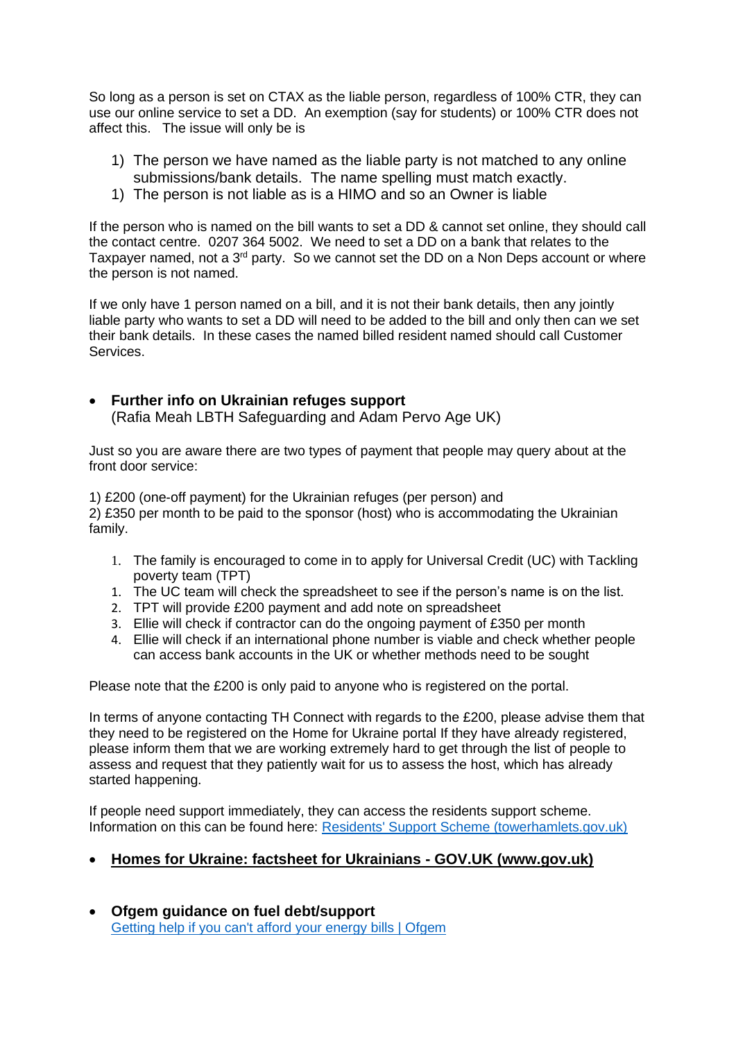So long as a person is set on CTAX as the liable person, regardless of 100% CTR, they can use our online service to set a DD. An exemption (say for students) or 100% CTR does not affect this. The issue will only be is

1) The person we have named as the liable party is not matched to any online submissions/bank details. The name spelling must match exactly.
1) The person is not liable as is a HIMO and so an Owner is liable

If the person who is named on the bill wants to set a DD & cannot set online, they should call the contact centre. 0207 364 5002. We need to set a DD on a bank that relates to the Taxpayer named, not a 3rd party. So we cannot set the DD on a Non Deps account or where the person is not named.

If we only have 1 person named on a bill, and it is not their bank details, then any jointly liable party who wants to set a DD will need to be added to the bill and only then can we set their bank details. In these cases the named billed resident named should call Customer Services.

- **Further info on Ukrainian refuges support**
  (Rafia Meah LBTH Safeguarding and Adam Pervo Age UK)

Just so you are aware there are two types of payment that people may query about at the front door service:

1) £200 (one-off payment) for the Ukrainian refuges (per person) and
2) £350 per month to be paid to the sponsor (host) who is accommodating the Ukrainian family.

1. The family is encouraged to come in to apply for Universal Credit (UC) with Tackling poverty team (TPT)
1. The UC team will check the spreadsheet to see if the person's name is on the list.
2. TPT will provide £200 payment and add note on spreadsheet
3. Ellie will check if contractor can do the ongoing payment of £350 per month
4. Ellie will check if an international phone number is viable and check whether people can access bank accounts in the UK or whether methods need to be sought

Please note that the £200 is only paid to anyone who is registered on the portal.

In terms of anyone contacting TH Connect with regards to the £200, please advise them that they need to be registered on the Home for Ukraine portal If they have already registered, please inform them that we are working extremely hard to get through the list of people to assess and request that they patiently wait for us to assess the host, which has already started happening.

If people need support immediately, they can access the residents support scheme. Information on this can be found here: Residents' Support Scheme (towerhamlets.gov.uk)

- **Homes for Ukraine: factsheet for Ukrainians - GOV.UK (www.gov.uk)**

- **Ofgem guidance on fuel debt/support**
  Getting help if you can't afford your energy bills | Ofgem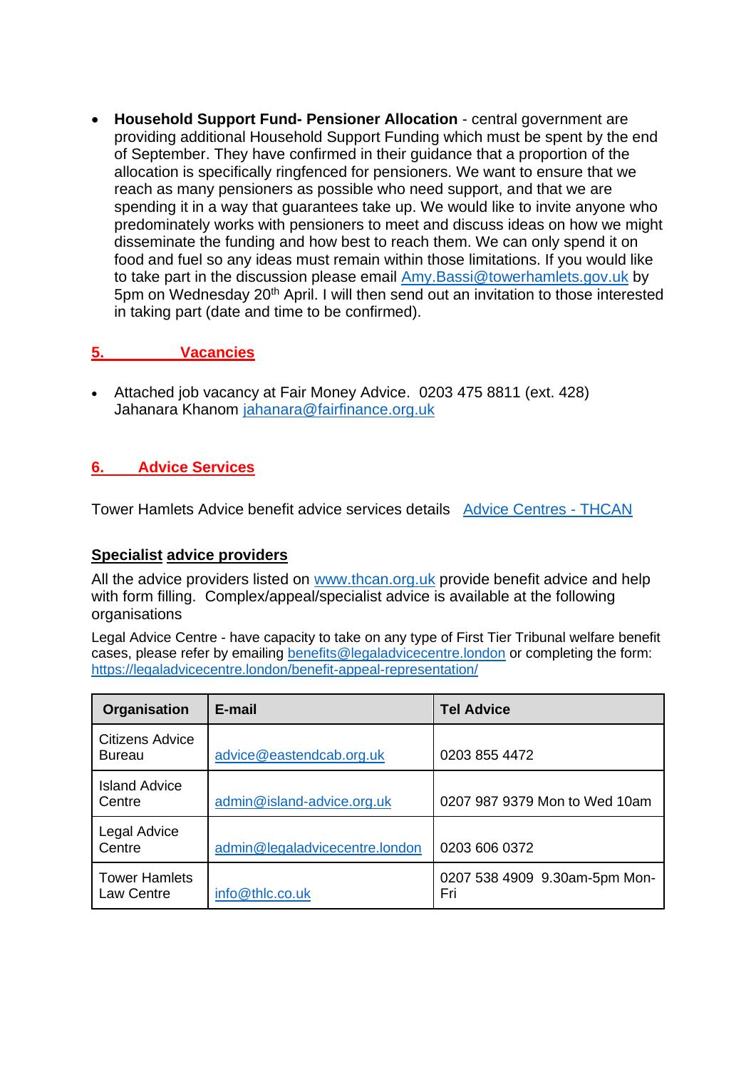- **Household Support Fund- Pensioner Allocation** - central government are providing additional Household Support Funding which must be spent by the end of September. They have confirmed in their guidance that a proportion of the allocation is specifically ringfenced for pensioners. We want to ensure that we reach as many pensioners as possible who need support, and that we are spending it in a way that guarantees take up. We would like to invite anyone who predominately works with pensioners to meet and discuss ideas on how we might disseminate the funding and how best to reach them. We can only spend it on food and fuel so any ideas must remain within those limitations. If you would like to take part in the discussion please email Amy.Bassi@towerhamlets.gov.uk by 5pm on Wednesday 20th April. I will then send out an invitation to those interested in taking part (date and time to be confirmed).

## 5. Vacancies

- Attached job vacancy at Fair Money Advice. 0203 475 8811 (ext. 428) Jahanara Khanom jahanara@fairfinance.org.uk

## 6. Advice Services

Tower Hamlets Advice benefit advice services details Advice Centres - THCAN

### Specialist advice providers

All the advice providers listed on www.thcan.org.uk provide benefit advice and help with form filling. Complex/appeal/specialist advice is available at the following organisations

Legal Advice Centre - have capacity to take on any type of First Tier Tribunal welfare benefit cases, please refer by emailing benefits@legaladvicecentre.london or completing the form: https://legaladvicecentre.london/benefit-appeal-representation/

| Organisation | E-mail | Tel Advice |
|---|---|---|
| Citizens Advice Bureau | advice@eastendcab.org.uk | 0203 855 4472 |
| Island Advice Centre | admin@island-advice.org.uk | 0207 987 9379 Mon to Wed 10am |
| Legal Advice Centre | admin@legaladvicecentre.london | 0203 606 0372 |
| Tower Hamlets Law Centre | info@thlc.co.uk | 0207 538 4909 9.30am-5pm Mon-Fri |